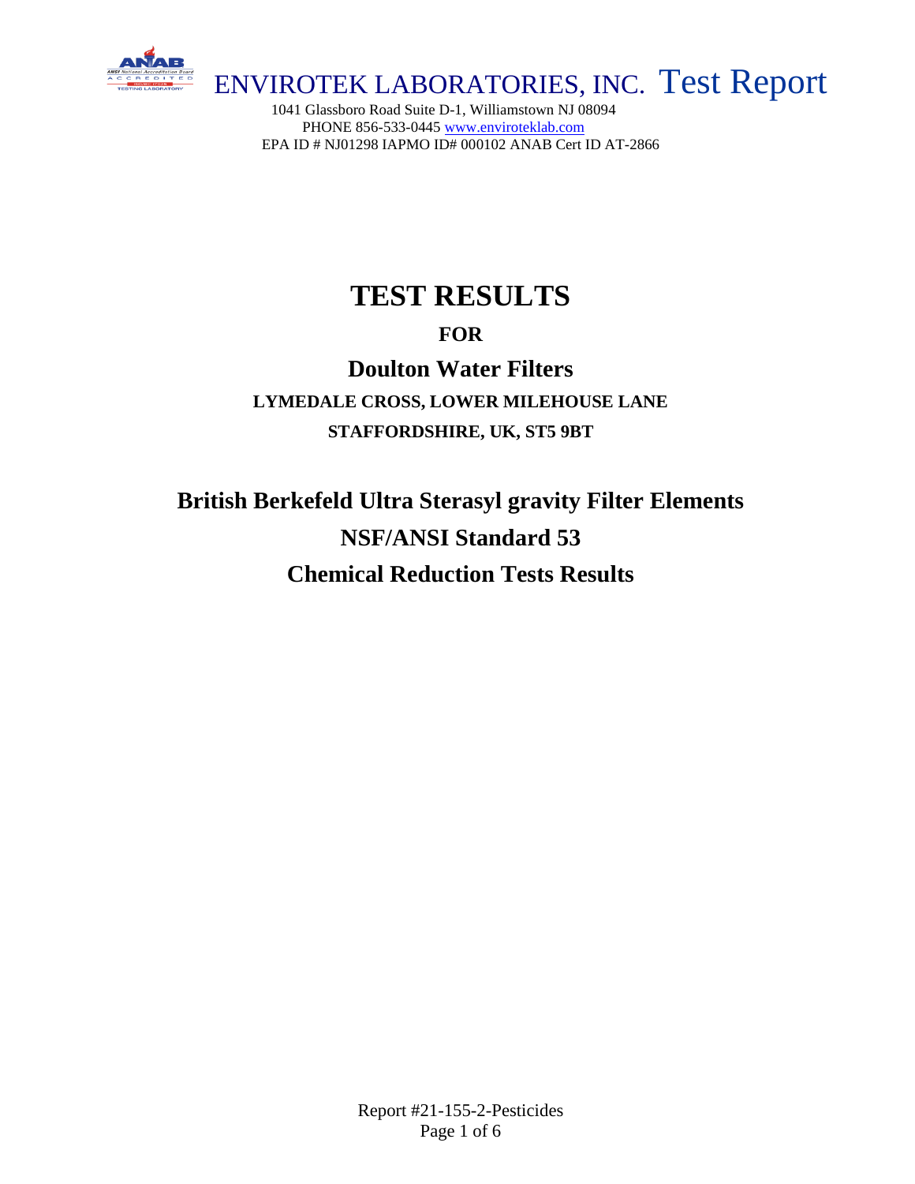ENVIROTEK LABORATORIES, INC. Test Report

1041 Glassboro Road Suite D-1, Williamstown NJ 08094
PHONE 856-533-0445 www.enviroteklab.com
EPA ID # NJ01298 IAPMO ID# 000102 ANAB Cert ID AT-2866

# TEST RESULTS

**FOR**

## Doulton Water Filters

**LYMEDALE CROSS, LOWER MILEHOUSE LANE**

**STAFFORDSHIRE, UK, ST5 9BT**

## British Berkefeld Ultra Sterasyl gravity Filter Elements

## NSF/ANSI Standard 53

## Chemical Reduction Tests Results

Report #21-155-2-Pesticides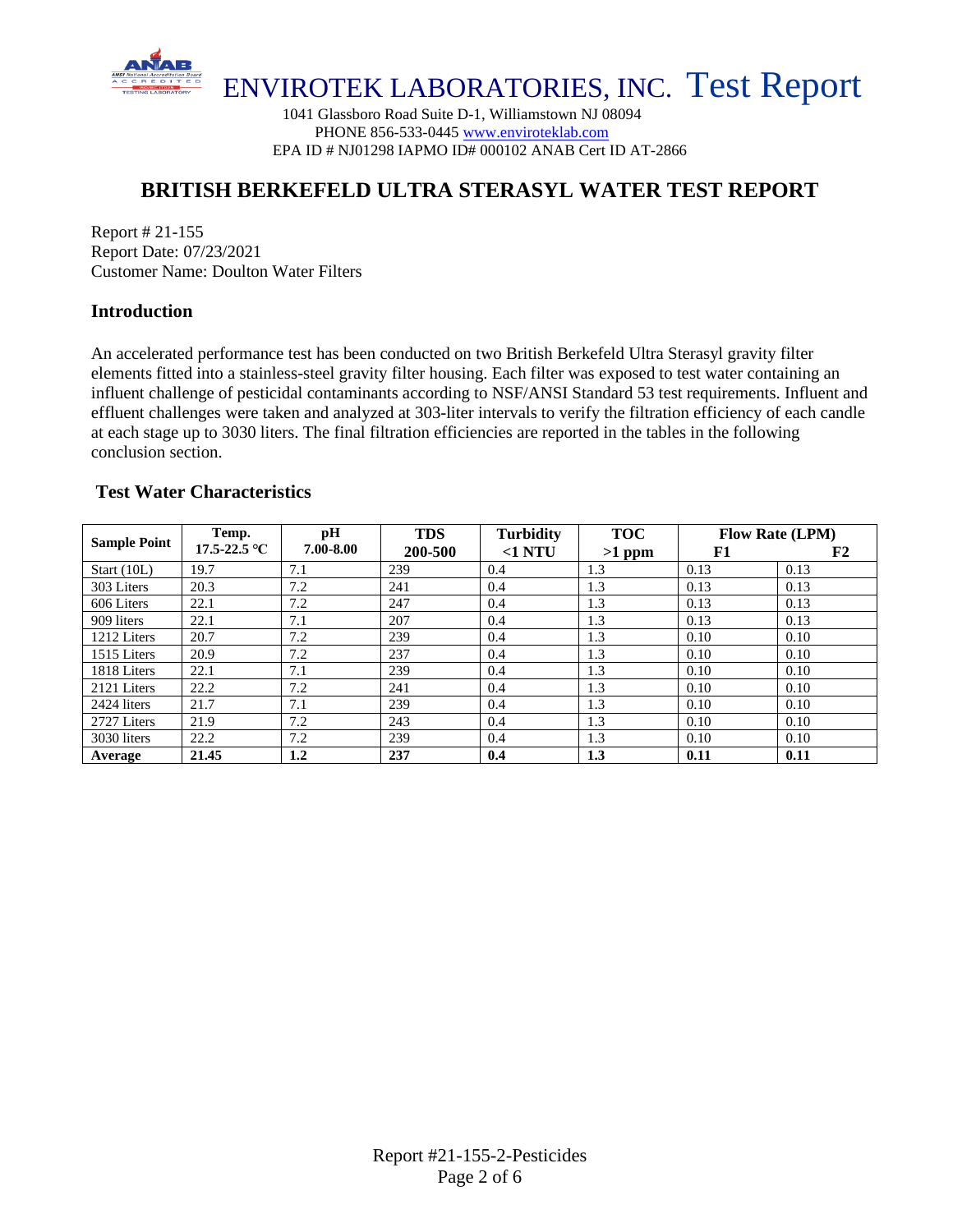# ENVIROTEK LABORATORIES, INC. Test Report

1041 Glassboro Road Suite D-1, Williamstown NJ 08094
PHONE 856-533-0445 www.enviroteklab.com
EPA ID # NJ01298 IAPMO ID# 000102 ANAB Cert ID AT-2866

## BRITISH BERKEFELD ULTRA STERASYL WATER TEST REPORT

Report # 21-155
Report Date: 07/23/2021
Customer Name: Doulton Water Filters

### Introduction

An accelerated performance test has been conducted on two British Berkefeld Ultra Sterasyl gravity filter elements fitted into a stainless-steel gravity filter housing. Each filter was exposed to test water containing an influent challenge of pesticidal contaminants according to NSF/ANSI Standard 53 test requirements. Influent and effluent challenges were taken and analyzed at 303-liter intervals to verify the filtration efficiency of each candle at each stage up to 3030 liters. The final filtration efficiencies are reported in the tables in the following conclusion section.

### Test Water Characteristics

| Sample Point | Temp. 17.5-22.5 °C | pH 7.00-8.00 | TDS 200-500 | Turbidity <1 NTU | TOC >1 ppm | Flow Rate (LPM) F1 | F2 |
|---|---|---|---|---|---|---|---|
| Start (10L) | 19.7 | 7.1 | 239 | 0.4 | 1.3 | 0.13 | 0.13 |
| 303 Liters | 20.3 | 7.2 | 241 | 0.4 | 1.3 | 0.13 | 0.13 |
| 606 Liters | 22.1 | 7.2 | 247 | 0.4 | 1.3 | 0.13 | 0.13 |
| 909 liters | 22.1 | 7.1 | 207 | 0.4 | 1.3 | 0.13 | 0.13 |
| 1212 Liters | 20.7 | 7.2 | 239 | 0.4 | 1.3 | 0.10 | 0.10 |
| 1515 Liters | 20.9 | 7.2 | 237 | 0.4 | 1.3 | 0.10 | 0.10 |
| 1818 Liters | 22.1 | 7.1 | 239 | 0.4 | 1.3 | 0.10 | 0.10 |
| 2121 Liters | 22.2 | 7.2 | 241 | 0.4 | 1.3 | 0.10 | 0.10 |
| 2424 liters | 21.7 | 7.1 | 239 | 0.4 | 1.3 | 0.10 | 0.10 |
| 2727 Liters | 21.9 | 7.2 | 243 | 0.4 | 1.3 | 0.10 | 0.10 |
| 3030 liters | 22.2 | 7.2 | 239 | 0.4 | 1.3 | 0.10 | 0.10 |
| **Average** | **21.45** | **1.2** | **237** | **0.4** | **1.3** | **0.11** | **0.11** |

Report #21-155-2-Pesticides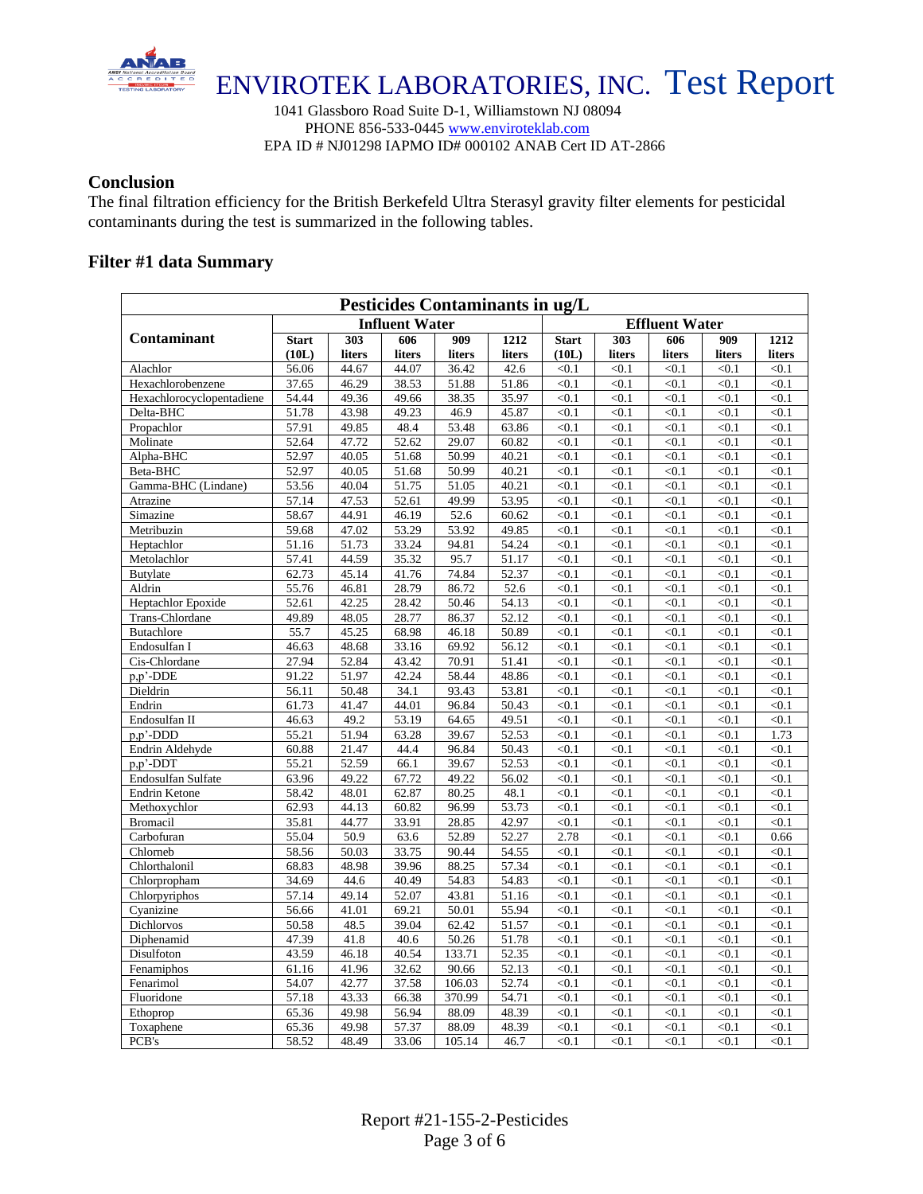# ENVIROTEK LABORATORIES, INC. Test Report

1041 Glassboro Road Suite D-1, Williamstown NJ 08094
PHONE 856-533-0445 www.enviroteklab.com
EPA ID # NJ01298 IAPMO ID# 000102 ANAB Cert ID AT-2866

## Conclusion

The final filtration efficiency for the British Berkefeld Ultra Sterasyl gravity filter elements for pesticidal contaminants during the test is summarized in the following tables.

## Filter #1 data Summary

| Pesticides Contaminants in ug/L | | | | | | | | | | |
|---|---|---|---|---|---|---|---|---|---|---|
| | Influent Water | | | | | Effluent Water | | | | |
| Contaminant | Start (10L) | 303 liters | 606 liters | 909 liters | 1212 liters | Start (10L) | 303 liters | 606 liters | 909 liters | 1212 liters |
| Alachlor | 56.06 | 44.67 | 44.07 | 36.42 | 42.6 | <0.1 | <0.1 | <0.1 | <0.1 | <0.1 |
| Hexachlorobenzene | 37.65 | 46.29 | 38.53 | 51.88 | 51.86 | <0.1 | <0.1 | <0.1 | <0.1 | <0.1 |
| Hexachlorocyclopentadiene | 54.44 | 49.36 | 49.66 | 38.35 | 35.97 | <0.1 | <0.1 | <0.1 | <0.1 | <0.1 |
| Delta-BHC | 51.78 | 43.98 | 49.23 | 46.9 | 45.87 | <0.1 | <0.1 | <0.1 | <0.1 | <0.1 |
| Propachlor | 57.91 | 49.85 | 48.4 | 53.48 | 63.86 | <0.1 | <0.1 | <0.1 | <0.1 | <0.1 |
| Molinate | 52.64 | 47.72 | 52.62 | 29.07 | 60.82 | <0.1 | <0.1 | <0.1 | <0.1 | <0.1 |
| Alpha-BHC | 52.97 | 40.05 | 51.68 | 50.99 | 40.21 | <0.1 | <0.1 | <0.1 | <0.1 | <0.1 |
| Beta-BHC | 52.97 | 40.05 | 51.68 | 50.99 | 40.21 | <0.1 | <0.1 | <0.1 | <0.1 | <0.1 |
| Gamma-BHC (Lindane) | 53.56 | 40.04 | 51.75 | 51.05 | 40.21 | <0.1 | <0.1 | <0.1 | <0.1 | <0.1 |
| Atrazine | 57.14 | 47.53 | 52.61 | 49.99 | 53.95 | <0.1 | <0.1 | <0.1 | <0.1 | <0.1 |
| Simazine | 58.67 | 44.91 | 46.19 | 52.6 | 60.62 | <0.1 | <0.1 | <0.1 | <0.1 | <0.1 |
| Metribuzin | 59.68 | 47.02 | 53.29 | 53.92 | 49.85 | <0.1 | <0.1 | <0.1 | <0.1 | <0.1 |
| Heptachlor | 51.16 | 51.73 | 33.24 | 94.81 | 54.24 | <0.1 | <0.1 | <0.1 | <0.1 | <0.1 |
| Metolachlor | 57.41 | 44.59 | 35.32 | 95.7 | 51.17 | <0.1 | <0.1 | <0.1 | <0.1 | <0.1 |
| Butylate | 62.73 | 45.14 | 41.76 | 74.84 | 52.37 | <0.1 | <0.1 | <0.1 | <0.1 | <0.1 |
| Aldrin | 55.76 | 46.81 | 28.79 | 86.72 | 52.6 | <0.1 | <0.1 | <0.1 | <0.1 | <0.1 |
| Heptachlor Epoxide | 52.61 | 42.25 | 28.42 | 50.46 | 54.13 | <0.1 | <0.1 | <0.1 | <0.1 | <0.1 |
| Trans-Chlordane | 49.89 | 48.05 | 28.77 | 86.37 | 52.12 | <0.1 | <0.1 | <0.1 | <0.1 | <0.1 |
| Butachlore | 55.7 | 45.25 | 68.98 | 46.18 | 50.89 | <0.1 | <0.1 | <0.1 | <0.1 | <0.1 |
| Endosulfan I | 46.63 | 48.68 | 33.16 | 69.92 | 56.12 | <0.1 | <0.1 | <0.1 | <0.1 | <0.1 |
| Cis-Chlordane | 27.94 | 52.84 | 43.42 | 70.91 | 51.41 | <0.1 | <0.1 | <0.1 | <0.1 | <0.1 |
| p,p'-DDE | 91.22 | 51.97 | 42.24 | 58.44 | 48.86 | <0.1 | <0.1 | <0.1 | <0.1 | <0.1 |
| Dieldrin | 56.11 | 50.48 | 34.1 | 93.43 | 53.81 | <0.1 | <0.1 | <0.1 | <0.1 | <0.1 |
| Endrin | 61.73 | 41.47 | 44.01 | 96.84 | 50.43 | <0.1 | <0.1 | <0.1 | <0.1 | <0.1 |
| Endosulfan II | 46.63 | 49.2 | 53.19 | 64.65 | 49.51 | <0.1 | <0.1 | <0.1 | <0.1 | <0.1 |
| p,p'-DDD | 55.21 | 51.94 | 63.28 | 39.67 | 52.53 | <0.1 | <0.1 | <0.1 | <0.1 | 1.73 |
| Endrin Aldehyde | 60.88 | 21.47 | 44.4 | 96.84 | 50.43 | <0.1 | <0.1 | <0.1 | <0.1 | <0.1 |
| p,p'-DDT | 55.21 | 52.59 | 66.1 | 39.67 | 52.53 | <0.1 | <0.1 | <0.1 | <0.1 | <0.1 |
| Endosulfan Sulfate | 63.96 | 49.22 | 67.72 | 49.22 | 56.02 | <0.1 | <0.1 | <0.1 | <0.1 | <0.1 |
| Endrin Ketone | 58.42 | 48.01 | 62.87 | 80.25 | 48.1 | <0.1 | <0.1 | <0.1 | <0.1 | <0.1 |
| Methoxychlor | 62.93 | 44.13 | 60.82 | 96.99 | 53.73 | <0.1 | <0.1 | <0.1 | <0.1 | <0.1 |
| Bromacil | 35.81 | 44.77 | 33.91 | 28.85 | 42.97 | <0.1 | <0.1 | <0.1 | <0.1 | <0.1 |
| Carbofuran | 55.04 | 50.9 | 63.6 | 52.89 | 52.27 | 2.78 | <0.1 | <0.1 | <0.1 | 0.66 |
| Chlorneb | 58.56 | 50.03 | 33.75 | 90.44 | 54.55 | <0.1 | <0.1 | <0.1 | <0.1 | <0.1 |
| Chlorthalonil | 68.83 | 48.98 | 39.96 | 88.25 | 57.34 | <0.1 | <0.1 | <0.1 | <0.1 | <0.1 |
| Chlorpropham | 34.69 | 44.6 | 40.49 | 54.83 | 54.83 | <0.1 | <0.1 | <0.1 | <0.1 | <0.1 |
| Chlorpyriphos | 57.14 | 49.14 | 52.07 | 43.81 | 51.16 | <0.1 | <0.1 | <0.1 | <0.1 | <0.1 |
| Cyanizine | 56.66 | 41.01 | 69.21 | 50.01 | 55.94 | <0.1 | <0.1 | <0.1 | <0.1 | <0.1 |
| Dichlorvos | 50.58 | 48.5 | 39.04 | 62.42 | 51.57 | <0.1 | <0.1 | <0.1 | <0.1 | <0.1 |
| Diphenamid | 47.39 | 41.8 | 40.6 | 50.26 | 51.78 | <0.1 | <0.1 | <0.1 | <0.1 | <0.1 |
| Disulfoton | 43.59 | 46.18 | 40.54 | 133.71 | 52.35 | <0.1 | <0.1 | <0.1 | <0.1 | <0.1 |
| Fenamiphos | 61.16 | 41.96 | 32.62 | 90.66 | 52.13 | <0.1 | <0.1 | <0.1 | <0.1 | <0.1 |
| Fenarimol | 54.07 | 42.77 | 37.58 | 106.03 | 52.74 | <0.1 | <0.1 | <0.1 | <0.1 | <0.1 |
| Fluoridone | 57.18 | 43.33 | 66.38 | 370.99 | 54.71 | <0.1 | <0.1 | <0.1 | <0.1 | <0.1 |
| Ethoprop | 65.36 | 49.98 | 56.94 | 88.09 | 48.39 | <0.1 | <0.1 | <0.1 | <0.1 | <0.1 |
| Toxaphene | 65.36 | 49.98 | 57.37 | 88.09 | 48.39 | <0.1 | <0.1 | <0.1 | <0.1 | <0.1 |
| PCB's | 58.52 | 48.49 | 33.06 | 105.14 | 46.7 | <0.1 | <0.1 | <0.1 | <0.1 | <0.1 |

Report #21-155-2-Pesticides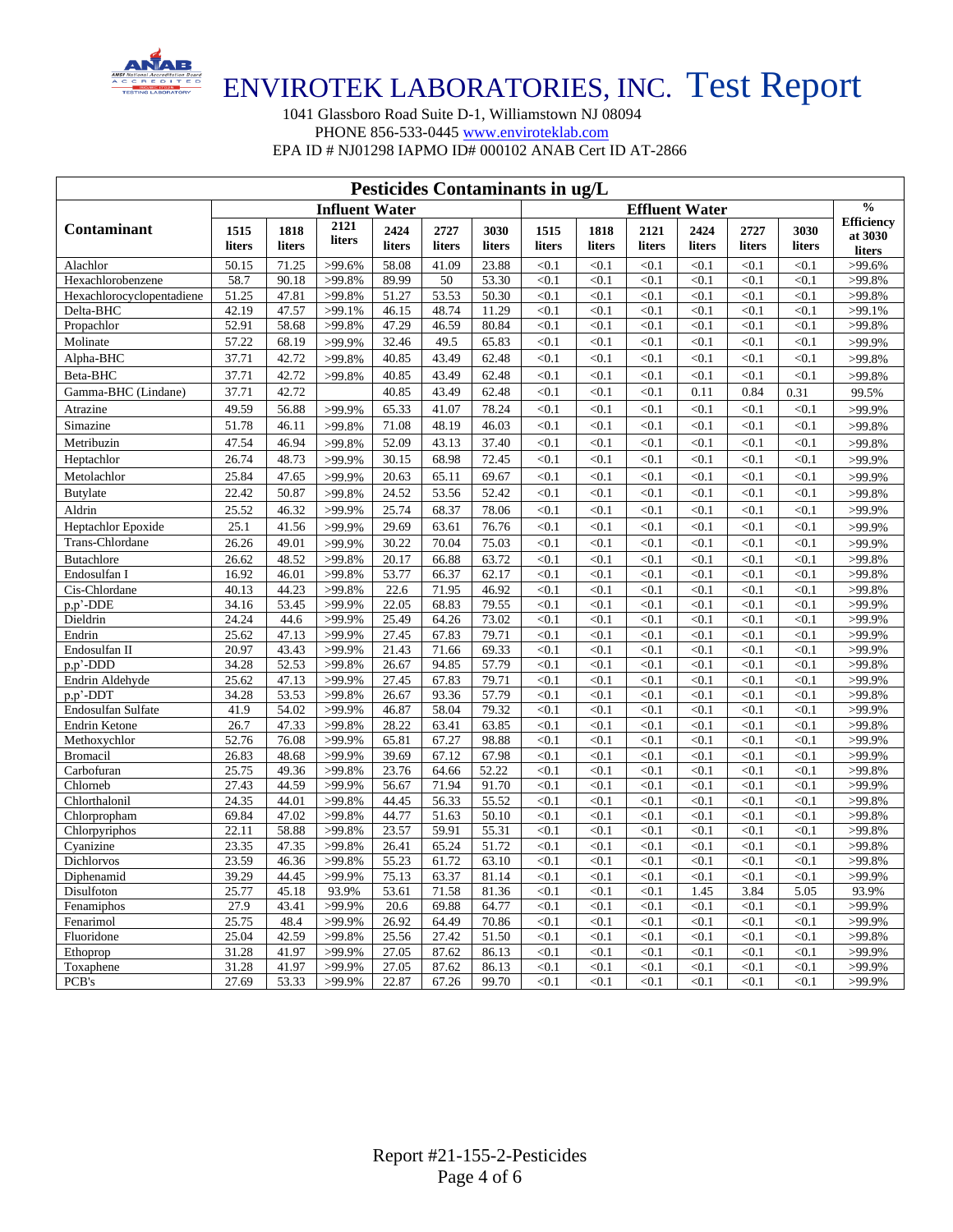# ENVIROTEK LABORATORIES, INC. Test Report

1041 Glassboro Road Suite D-1, Williamstown NJ 08094
PHONE 856-533-0445 www.enviroteklab.com
EPA ID # NJ01298 IAPMO ID# 000102 ANAB Cert ID AT-2866

## Pesticides Contaminants in ug/L

| Contaminant | Influent Water | | | | | | Effluent Water | | | | | | % Efficiency at 3030 liters |
|---|---|---|---|---|---|---|---|---|---|---|---|---|---|
| | 1515 liters | 1818 liters | 2121 liters | 2424 liters | 2727 liters | 3030 liters | 1515 liters | 1818 liters | 2121 liters | 2424 liters | 2727 liters | 3030 liters | |
| Alachlor | 50.15 | 71.25 | >99.6% | 58.08 | 41.09 | 23.88 | <0.1 | <0.1 | <0.1 | <0.1 | <0.1 | <0.1 | >99.6% |
| Hexachlorobenzene | 58.7 | 90.18 | >99.8% | 89.99 | 50 | 53.30 | <0.1 | <0.1 | <0.1 | <0.1 | <0.1 | <0.1 | >99.8% |
| Hexachlorocyclopentadiene | 51.25 | 47.81 | >99.8% | 51.27 | 53.53 | 50.30 | <0.1 | <0.1 | <0.1 | <0.1 | <0.1 | <0.1 | >99.8% |
| Delta-BHC | 42.19 | 47.57 | >99.1% | 46.15 | 48.74 | 11.29 | <0.1 | <0.1 | <0.1 | <0.1 | <0.1 | <0.1 | >99.1% |
| Propachlor | 52.91 | 58.68 | >99.8% | 47.29 | 46.59 | 80.84 | <0.1 | <0.1 | <0.1 | <0.1 | <0.1 | <0.1 | >99.8% |
| Molinate | 57.22 | 68.19 | >99.9% | 32.46 | 49.5 | 65.83 | <0.1 | <0.1 | <0.1 | <0.1 | <0.1 | <0.1 | >99.9% |
| Alpha-BHC | 37.71 | 42.72 | >99.8% | 40.85 | 43.49 | 62.48 | <0.1 | <0.1 | <0.1 | <0.1 | <0.1 | <0.1 | >99.8% |
| Beta-BHC | 37.71 | 42.72 | >99.8% | 40.85 | 43.49 | 62.48 | <0.1 | <0.1 | <0.1 | <0.1 | <0.1 | <0.1 | >99.8% |
| Gamma-BHC (Lindane) | 37.71 | 42.72 | | 40.85 | 43.49 | 62.48 | <0.1 | <0.1 | <0.1 | 0.11 | 0.84 | 0.31 | 99.5% |
| Atrazine | 49.59 | 56.88 | >99.9% | 65.33 | 41.07 | 78.24 | <0.1 | <0.1 | <0.1 | <0.1 | <0.1 | <0.1 | >99.9% |
| Simazine | 51.78 | 46.11 | >99.8% | 71.08 | 48.19 | 46.03 | <0.1 | <0.1 | <0.1 | <0.1 | <0.1 | <0.1 | >99.8% |
| Metribuzin | 47.54 | 46.94 | >99.8% | 52.09 | 43.13 | 37.40 | <0.1 | <0.1 | <0.1 | <0.1 | <0.1 | <0.1 | >99.8% |
| Heptachlor | 26.74 | 48.73 | >99.9% | 30.15 | 68.98 | 72.45 | <0.1 | <0.1 | <0.1 | <0.1 | <0.1 | <0.1 | >99.9% |
| Metolachlor | 25.84 | 47.65 | >99.9% | 20.63 | 65.11 | 69.67 | <0.1 | <0.1 | <0.1 | <0.1 | <0.1 | <0.1 | >99.9% |
| Butylate | 22.42 | 50.87 | >99.8% | 24.52 | 53.56 | 52.42 | <0.1 | <0.1 | <0.1 | <0.1 | <0.1 | <0.1 | >99.8% |
| Aldrin | 25.52 | 46.32 | >99.9% | 25.74 | 68.37 | 78.06 | <0.1 | <0.1 | <0.1 | <0.1 | <0.1 | <0.1 | >99.9% |
| Heptachlor Epoxide | 25.1 | 41.56 | >99.9% | 29.69 | 63.61 | 76.76 | <0.1 | <0.1 | <0.1 | <0.1 | <0.1 | <0.1 | >99.9% |
| Trans-Chlordane | 26.26 | 49.01 | >99.9% | 30.22 | 70.04 | 75.03 | <0.1 | <0.1 | <0.1 | <0.1 | <0.1 | <0.1 | >99.9% |
| Butachlore | 26.62 | 48.52 | >99.8% | 20.17 | 66.88 | 63.72 | <0.1 | <0.1 | <0.1 | <0.1 | <0.1 | <0.1 | >99.8% |
| Endosulfan I | 16.92 | 46.01 | >99.8% | 53.77 | 66.37 | 62.17 | <0.1 | <0.1 | <0.1 | <0.1 | <0.1 | <0.1 | >99.8% |
| Cis-Chlordane | 40.13 | 44.23 | >99.8% | 22.6 | 71.95 | 46.92 | <0.1 | <0.1 | <0.1 | <0.1 | <0.1 | <0.1 | >99.8% |
| p.p'-DDE | 34.16 | 53.45 | >99.9% | 22.05 | 68.83 | 79.55 | <0.1 | <0.1 | <0.1 | <0.1 | <0.1 | <0.1 | >99.9% |
| Dieldrin | 24.24 | 44.6 | >99.9% | 25.49 | 64.26 | 73.02 | <0.1 | <0.1 | <0.1 | <0.1 | <0.1 | <0.1 | >99.9% |
| Endrin | 25.62 | 47.13 | >99.9% | 27.45 | 67.83 | 79.71 | <0.1 | <0.1 | <0.1 | <0.1 | <0.1 | <0.1 | >99.9% |
| Endosulfan II | 20.97 | 43.43 | >99.9% | 21.43 | 71.66 | 69.33 | <0.1 | <0.1 | <0.1 | <0.1 | <0.1 | <0.1 | >99.9% |
| p.p'-DDD | 34.28 | 52.53 | >99.8% | 26.67 | 94.85 | 57.79 | <0.1 | <0.1 | <0.1 | <0.1 | <0.1 | <0.1 | >99.8% |
| Endrin Aldehyde | 25.62 | 47.13 | >99.9% | 27.45 | 67.83 | 79.71 | <0.1 | <0.1 | <0.1 | <0.1 | <0.1 | <0.1 | >99.9% |
| p.p'-DDT | 34.28 | 53.53 | >99.8% | 26.67 | 93.36 | 57.79 | <0.1 | <0.1 | <0.1 | <0.1 | <0.1 | <0.1 | >99.8% |
| Endosulfan Sulfate | 41.9 | 54.02 | >99.9% | 46.87 | 58.04 | 79.32 | <0.1 | <0.1 | <0.1 | <0.1 | <0.1 | <0.1 | >99.9% |
| Endrin Ketone | 26.7 | 47.33 | >99.8% | 28.22 | 63.41 | 63.85 | <0.1 | <0.1 | <0.1 | <0.1 | <0.1 | <0.1 | >99.8% |
| Methoxychlor | 52.76 | 76.08 | >99.9% | 65.81 | 67.27 | 98.88 | <0.1 | <0.1 | <0.1 | <0.1 | <0.1 | <0.1 | >99.9% |
| Bromacil | 26.83 | 48.68 | >99.9% | 39.69 | 67.12 | 67.98 | <0.1 | <0.1 | <0.1 | <0.1 | <0.1 | <0.1 | >99.9% |
| Carbofuran | 25.75 | 49.36 | >99.8% | 23.76 | 64.66 | 52.22 | <0.1 | <0.1 | <0.1 | <0.1 | <0.1 | <0.1 | >99.8% |
| Chlorneb | 27.43 | 44.59 | >99.9% | 56.67 | 71.94 | 91.70 | <0.1 | <0.1 | <0.1 | <0.1 | <0.1 | <0.1 | >99.9% |
| Chlorthalonil | 24.35 | 44.01 | >99.8% | 44.45 | 56.33 | 55.52 | <0.1 | <0.1 | <0.1 | <0.1 | <0.1 | <0.1 | >99.8% |
| Chlorpropham | 69.84 | 47.02 | >99.8% | 44.77 | 51.63 | 50.10 | <0.1 | <0.1 | <0.1 | <0.1 | <0.1 | <0.1 | >99.8% |
| Chlorpyriphos | 22.11 | 58.88 | >99.8% | 23.57 | 59.91 | 55.31 | <0.1 | <0.1 | <0.1 | <0.1 | <0.1 | <0.1 | >99.8% |
| Cyanizine | 23.35 | 47.35 | >99.8% | 26.41 | 65.24 | 51.72 | <0.1 | <0.1 | <0.1 | <0.1 | <0.1 | <0.1 | >99.8% |
| Dichlorvos | 23.59 | 46.36 | >99.8% | 55.23 | 61.72 | 63.10 | <0.1 | <0.1 | <0.1 | <0.1 | <0.1 | <0.1 | >99.8% |
| Diphenamid | 39.29 | 44.45 | >99.9% | 75.13 | 63.37 | 81.14 | <0.1 | <0.1 | <0.1 | <0.1 | <0.1 | <0.1 | >99.9% |
| Disulfoton | 25.77 | 45.18 | 93.9% | 53.61 | 71.58 | 81.36 | <0.1 | <0.1 | <0.1 | 1.45 | 3.84 | 5.05 | 93.9% |
| Fenamiphos | 27.9 | 43.41 | >99.9% | 20.6 | 69.88 | 64.77 | <0.1 | <0.1 | <0.1 | <0.1 | <0.1 | <0.1 | >99.9% |
| Fenarimol | 25.75 | 48.4 | >99.9% | 26.92 | 64.49 | 70.86 | <0.1 | <0.1 | <0.1 | <0.1 | <0.1 | <0.1 | >99.9% |
| Fluoridone | 25.04 | 42.59 | >99.8% | 25.56 | 27.42 | 51.50 | <0.1 | <0.1 | <0.1 | <0.1 | <0.1 | <0.1 | >99.8% |
| Ethoprop | 31.28 | 41.97 | >99.9% | 27.05 | 87.62 | 86.13 | <0.1 | <0.1 | <0.1 | <0.1 | <0.1 | <0.1 | >99.9% |
| Toxaphene | 31.28 | 41.97 | >99.9% | 27.05 | 87.62 | 86.13 | <0.1 | <0.1 | <0.1 | <0.1 | <0.1 | <0.1 | >99.9% |
| PCB's | 27.69 | 53.33 | >99.9% | 22.87 | 67.26 | 99.70 | <0.1 | <0.1 | <0.1 | <0.1 | <0.1 | <0.1 | >99.9% |

Report #21-155-2-Pesticides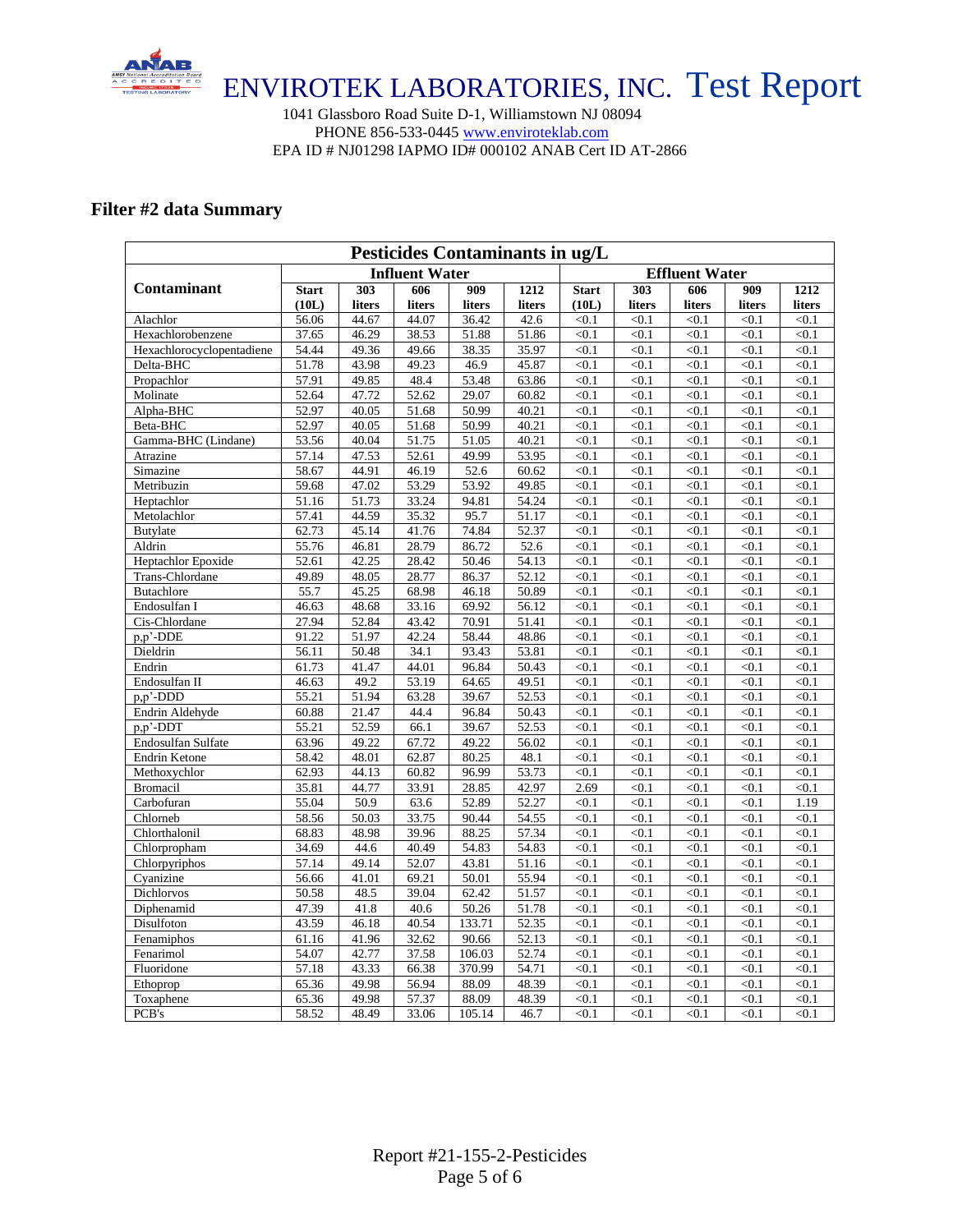ENVIROTEK LABORATORIES, INC. Test Report

1041 Glassboro Road Suite D-1, Williamstown NJ 08094
PHONE 856-533-0445 www.enviroteklab.com
EPA ID # NJ01298 IAPMO ID# 000102 ANAB Cert ID AT-2866

## Filter #2 data Summary

| Pesticides Contaminants in ug/L | | | | | | | | | | |
|---|---|---|---|---|---|---|---|---|---|---|
| Contaminant | Influent Water | | | | | Effluent Water | | | | |
| | Start (10L) | 303 liters | 606 liters | 909 liters | 1212 liters | Start (10L) | 303 liters | 606 liters | 909 liters | 1212 liters |
| Alachlor | 56.06 | 44.67 | 44.07 | 36.42 | 42.6 | <0.1 | <0.1 | <0.1 | <0.1 | <0.1 |
| Hexachlorobenzene | 37.65 | 46.29 | 38.53 | 51.88 | 51.86 | <0.1 | <0.1 | <0.1 | <0.1 | <0.1 |
| Hexachlorocyclopentadiene | 54.44 | 49.36 | 49.66 | 38.35 | 35.97 | <0.1 | <0.1 | <0.1 | <0.1 | <0.1 |
| Delta-BHC | 51.78 | 43.98 | 49.23 | 46.9 | 45.87 | <0.1 | <0.1 | <0.1 | <0.1 | <0.1 |
| Propachlor | 57.91 | 49.85 | 48.4 | 53.48 | 63.86 | <0.1 | <0.1 | <0.1 | <0.1 | <0.1 |
| Molinate | 52.64 | 47.72 | 52.62 | 29.07 | 60.82 | <0.1 | <0.1 | <0.1 | <0.1 | <0.1 |
| Alpha-BHC | 52.97 | 40.05 | 51.68 | 50.99 | 40.21 | <0.1 | <0.1 | <0.1 | <0.1 | <0.1 |
| Beta-BHC | 52.97 | 40.05 | 51.68 | 50.99 | 40.21 | <0.1 | <0.1 | <0.1 | <0.1 | <0.1 |
| Gamma-BHC (Lindane) | 53.56 | 40.04 | 51.75 | 51.05 | 40.21 | <0.1 | <0.1 | <0.1 | <0.1 | <0.1 |
| Atrazine | 57.14 | 47.53 | 52.61 | 49.99 | 53.95 | <0.1 | <0.1 | <0.1 | <0.1 | <0.1 |
| Simazine | 58.67 | 44.91 | 46.19 | 52.6 | 60.62 | <0.1 | <0.1 | <0.1 | <0.1 | <0.1 |
| Metribuzin | 59.68 | 47.02 | 53.29 | 53.92 | 49.85 | <0.1 | <0.1 | <0.1 | <0.1 | <0.1 |
| Heptachlor | 51.16 | 51.73 | 33.24 | 94.81 | 54.24 | <0.1 | <0.1 | <0.1 | <0.1 | <0.1 |
| Metolachlor | 57.41 | 44.59 | 35.32 | 95.7 | 51.17 | <0.1 | <0.1 | <0.1 | <0.1 | <0.1 |
| Butylate | 62.73 | 45.14 | 41.76 | 74.84 | 52.37 | <0.1 | <0.1 | <0.1 | <0.1 | <0.1 |
| Aldrin | 55.76 | 46.81 | 28.79 | 86.72 | 52.6 | <0.1 | <0.1 | <0.1 | <0.1 | <0.1 |
| Heptachlor Epoxide | 52.61 | 42.25 | 28.42 | 50.46 | 54.13 | <0.1 | <0.1 | <0.1 | <0.1 | <0.1 |
| Trans-Chlordane | 49.89 | 48.05 | 28.77 | 86.37 | 52.12 | <0.1 | <0.1 | <0.1 | <0.1 | <0.1 |
| Butachlore | 55.7 | 45.25 | 68.98 | 46.18 | 50.89 | <0.1 | <0.1 | <0.1 | <0.1 | <0.1 |
| Endosulfan I | 46.63 | 48.68 | 33.16 | 69.92 | 56.12 | <0.1 | <0.1 | <0.1 | <0.1 | <0.1 |
| Cis-Chlordane | 27.94 | 52.84 | 43.42 | 70.91 | 51.41 | <0.1 | <0.1 | <0.1 | <0.1 | <0.1 |
| p,p'-DDE | 91.22 | 51.97 | 42.24 | 58.44 | 48.86 | <0.1 | <0.1 | <0.1 | <0.1 | <0.1 |
| Dieldrin | 56.11 | 50.48 | 34.1 | 93.43 | 53.81 | <0.1 | <0.1 | <0.1 | <0.1 | <0.1 |
| Endrin | 61.73 | 41.47 | 44.01 | 96.84 | 50.43 | <0.1 | <0.1 | <0.1 | <0.1 | <0.1 |
| Endosulfan II | 46.63 | 49.2 | 53.19 | 64.65 | 49.51 | <0.1 | <0.1 | <0.1 | <0.1 | <0.1 |
| p,p'-DDD | 55.21 | 51.94 | 63.28 | 39.67 | 52.53 | <0.1 | <0.1 | <0.1 | <0.1 | <0.1 |
| Endrin Aldehyde | 60.88 | 21.47 | 44.4 | 96.84 | 50.43 | <0.1 | <0.1 | <0.1 | <0.1 | <0.1 |
| p,p'-DDT | 55.21 | 52.59 | 66.1 | 39.67 | 52.53 | <0.1 | <0.1 | <0.1 | <0.1 | <0.1 |
| Endosulfan Sulfate | 63.96 | 49.22 | 67.72 | 49.22 | 56.02 | <0.1 | <0.1 | <0.1 | <0.1 | <0.1 |
| Endrin Ketone | 58.42 | 48.01 | 62.87 | 80.25 | 48.1 | <0.1 | <0.1 | <0.1 | <0.1 | <0.1 |
| Methoxychlor | 62.93 | 44.13 | 60.82 | 96.99 | 53.73 | <0.1 | <0.1 | <0.1 | <0.1 | <0.1 |
| Bromacil | 35.81 | 44.77 | 33.91 | 28.85 | 42.97 | 2.69 | <0.1 | <0.1 | <0.1 | <0.1 |
| Carbofuran | 55.04 | 50.9 | 63.6 | 52.89 | 52.27 | <0.1 | <0.1 | <0.1 | <0.1 | 1.19 |
| Chlorneb | 58.56 | 50.03 | 33.75 | 90.44 | 54.55 | <0.1 | <0.1 | <0.1 | <0.1 | <0.1 |
| Chlorthalonil | 68.83 | 48.98 | 39.96 | 88.25 | 57.34 | <0.1 | <0.1 | <0.1 | <0.1 | <0.1 |
| Chlorpropham | 34.69 | 44.6 | 40.49 | 54.83 | 54.83 | <0.1 | <0.1 | <0.1 | <0.1 | <0.1 |
| Chlorpyriphos | 57.14 | 49.14 | 52.07 | 43.81 | 51.16 | <0.1 | <0.1 | <0.1 | <0.1 | <0.1 |
| Cyanizine | 56.66 | 41.01 | 69.21 | 50.01 | 55.94 | <0.1 | <0.1 | <0.1 | <0.1 | <0.1 |
| Dichlorvos | 50.58 | 48.5 | 39.04 | 62.42 | 51.57 | <0.1 | <0.1 | <0.1 | <0.1 | <0.1 |
| Diphenamid | 47.39 | 41.8 | 40.6 | 50.26 | 51.78 | <0.1 | <0.1 | <0.1 | <0.1 | <0.1 |
| Disulfoton | 43.59 | 46.18 | 40.54 | 133.71 | 52.35 | <0.1 | <0.1 | <0.1 | <0.1 | <0.1 |
| Fenamiphos | 61.16 | 41.96 | 32.62 | 90.66 | 52.13 | <0.1 | <0.1 | <0.1 | <0.1 | <0.1 |
| Fenarimol | 54.07 | 42.77 | 37.58 | 106.03 | 52.74 | <0.1 | <0.1 | <0.1 | <0.1 | <0.1 |
| Fluoridone | 57.18 | 43.33 | 66.38 | 370.99 | 54.71 | <0.1 | <0.1 | <0.1 | <0.1 | <0.1 |
| Ethoprop | 65.36 | 49.98 | 56.94 | 88.09 | 48.39 | <0.1 | <0.1 | <0.1 | <0.1 | <0.1 |
| Toxaphene | 65.36 | 49.98 | 57.37 | 88.09 | 48.39 | <0.1 | <0.1 | <0.1 | <0.1 | <0.1 |
| PCB's | 58.52 | 48.49 | 33.06 | 105.14 | 46.7 | <0.1 | <0.1 | <0.1 | <0.1 | <0.1 |

Report #21-155-2-Pesticides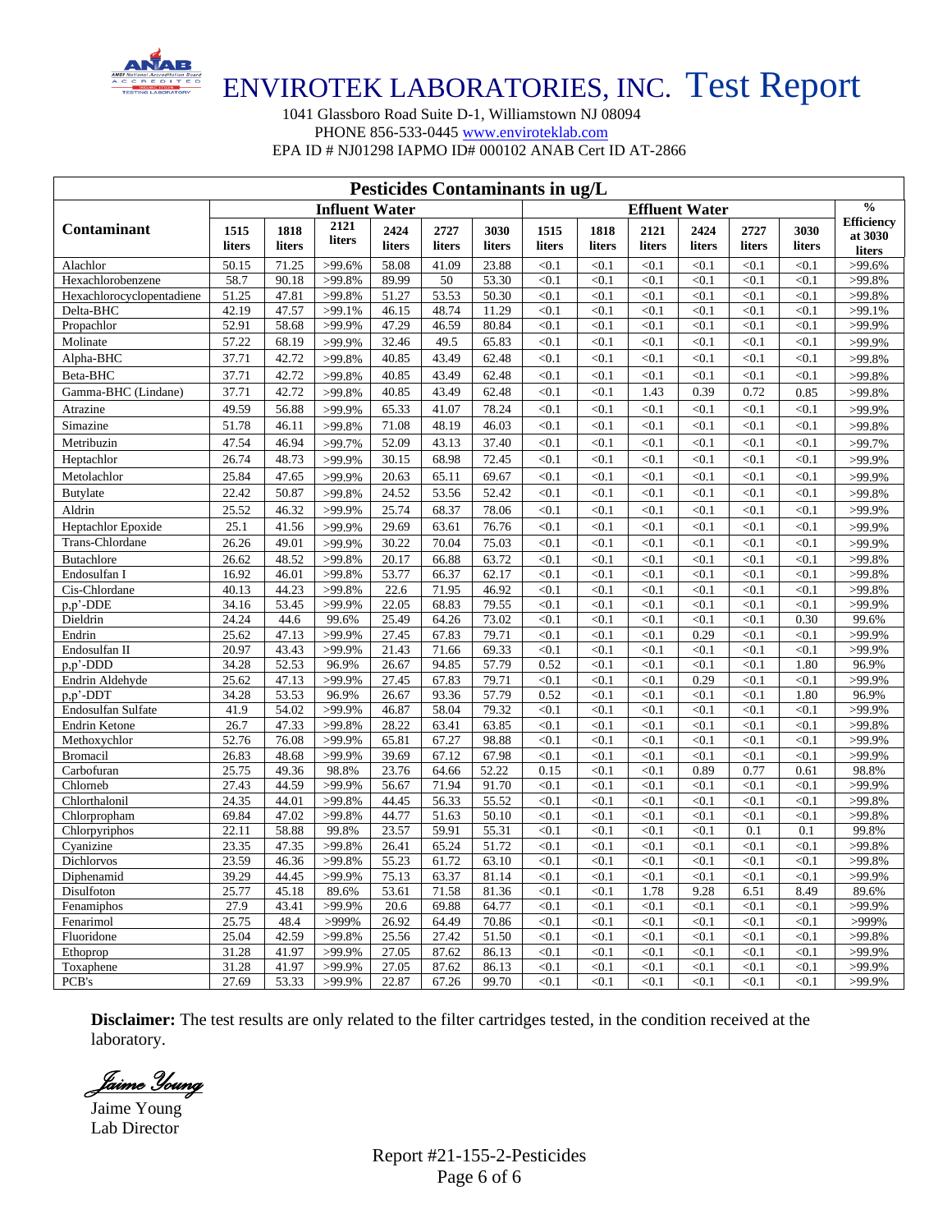# ENVIROTEK LABORATORIES, INC. Test Report

1041 Glassboro Road Suite D-1, Williamstown NJ 08094
PHONE 856-533-0445 www.enviroteklab.com
EPA ID # NJ01298 IAPMO ID# 000102 ANAB Cert ID AT-2866

| Pesticides Contaminants in ug/L | | | | | | | | | | | | | |
|---|---|---|---|---|---|---|---|---|---|---|---|---|---|
| Contaminant | Influent Water | | | | | | Effluent Water | | | | | | % Efficiency at 3030 liters |
| | 1515 liters | 1818 liters | 2121 liters | 2424 liters | 2727 liters | 3030 liters | 1515 liters | 1818 liters | 2121 liters | 2424 liters | 2727 liters | 3030 liters | |
| Alachlor | 50.15 | 71.25 | >99.6% | 58.08 | 41.09 | 23.88 | <0.1 | <0.1 | <0.1 | <0.1 | <0.1 | <0.1 | >99.6% |
| Hexachlorobenzene | 58.7 | 90.18 | >99.8% | 89.99 | 50 | 53.30 | <0.1 | <0.1 | <0.1 | <0.1 | <0.1 | <0.1 | >99.8% |
| Hexachlorocyclopentadiene | 51.25 | 47.81 | >99.8% | 51.27 | 53.53 | 50.30 | <0.1 | <0.1 | <0.1 | <0.1 | <0.1 | <0.1 | >99.8% |
| Delta-BHC | 42.19 | 47.57 | >99.1% | 46.15 | 48.74 | 11.29 | <0.1 | <0.1 | <0.1 | <0.1 | <0.1 | <0.1 | >99.1% |
| Propachlor | 52.91 | 58.68 | >99.9% | 47.29 | 46.59 | 80.84 | <0.1 | <0.1 | <0.1 | <0.1 | <0.1 | <0.1 | >99.9% |
| Molinate | 57.22 | 68.19 | >99.9% | 32.46 | 49.5 | 65.83 | <0.1 | <0.1 | <0.1 | <0.1 | <0.1 | <0.1 | >99.9% |
| Alpha-BHC | 37.71 | 42.72 | >99.8% | 40.85 | 43.49 | 62.48 | <0.1 | <0.1 | <0.1 | <0.1 | <0.1 | <0.1 | >99.8% |
| Beta-BHC | 37.71 | 42.72 | >99.8% | 40.85 | 43.49 | 62.48 | <0.1 | <0.1 | <0.1 | <0.1 | <0.1 | <0.1 | >99.8% |
| Gamma-BHC (Lindane) | 37.71 | 42.72 | >99.8% | 40.85 | 43.49 | 62.48 | <0.1 | <0.1 | 1.43 | 0.39 | 0.72 | 0.85 | >99.8% |
| Atrazine | 49.59 | 56.88 | >99.9% | 65.33 | 41.07 | 78.24 | <0.1 | <0.1 | <0.1 | <0.1 | <0.1 | <0.1 | >99.9% |
| Simazine | 51.78 | 46.11 | >99.8% | 71.08 | 48.19 | 46.03 | <0.1 | <0.1 | <0.1 | <0.1 | <0.1 | <0.1 | >99.8% |
| Metribuzin | 47.54 | 46.94 | >99.7% | 52.09 | 43.13 | 37.40 | <0.1 | <0.1 | <0.1 | <0.1 | <0.1 | <0.1 | >99.7% |
| Heptachlor | 26.74 | 48.73 | >99.9% | 30.15 | 68.98 | 72.45 | <0.1 | <0.1 | <0.1 | <0.1 | <0.1 | <0.1 | >99.9% |
| Metolachlor | 25.84 | 47.65 | >99.9% | 20.63 | 65.11 | 69.67 | <0.1 | <0.1 | <0.1 | <0.1 | <0.1 | <0.1 | >99.9% |
| Butylate | 22.42 | 50.87 | >99.8% | 24.52 | 53.56 | 52.42 | <0.1 | <0.1 | <0.1 | <0.1 | <0.1 | <0.1 | >99.8% |
| Aldrin | 25.52 | 46.32 | >99.9% | 25.74 | 68.37 | 78.06 | <0.1 | <0.1 | <0.1 | <0.1 | <0.1 | <0.1 | >99.9% |
| Heptachlor Epoxide | 25.1 | 41.56 | >99.9% | 29.69 | 63.61 | 76.76 | <0.1 | <0.1 | <0.1 | <0.1 | <0.1 | <0.1 | >99.9% |
| Trans-Chlordane | 26.26 | 49.01 | >99.9% | 30.22 | 70.04 | 75.03 | <0.1 | <0.1 | <0.1 | <0.1 | <0.1 | <0.1 | >99.9% |
| Butachlore | 26.62 | 48.52 | >99.8% | 20.17 | 66.88 | 63.72 | <0.1 | <0.1 | <0.1 | <0.1 | <0.1 | <0.1 | >99.8% |
| Endosulfan I | 16.92 | 46.01 | >99.8% | 53.77 | 66.37 | 62.17 | <0.1 | <0.1 | <0.1 | <0.1 | <0.1 | <0.1 | >99.8% |
| Cis-Chlordane | 40.13 | 44.23 | >99.8% | 22.6 | 71.95 | 46.92 | <0.1 | <0.1 | <0.1 | <0.1 | <0.1 | <0.1 | >99.8% |
| p,p'-DDE | 34.16 | 53.45 | >99.9% | 22.05 | 68.83 | 79.55 | <0.1 | <0.1 | <0.1 | <0.1 | <0.1 | <0.1 | >99.9% |
| Dieldrin | 24.24 | 44.6 | 99.6% | 25.49 | 64.26 | 73.02 | <0.1 | <0.1 | <0.1 | <0.1 | <0.1 | 0.30 | 99.6% |
| Endrin | 25.62 | 47.13 | >99.9% | 27.45 | 67.83 | 79.71 | <0.1 | <0.1 | <0.1 | 0.29 | <0.1 | <0.1 | >99.9% |
| Endosulfan II | 20.97 | 43.43 | >99.9% | 21.43 | 71.66 | 69.33 | <0.1 | <0.1 | <0.1 | <0.1 | <0.1 | <0.1 | >99.9% |
| p,p'-DDD | 34.28 | 52.53 | 96.9% | 26.67 | 94.85 | 57.79 | 0.52 | <0.1 | <0.1 | <0.1 | <0.1 | 1.80 | 96.9% |
| Endrin Aldehyde | 25.62 | 47.13 | >99.9% | 27.45 | 67.83 | 79.71 | <0.1 | <0.1 | <0.1 | 0.29 | <0.1 | <0.1 | >99.9% |
| p,p'-DDT | 34.28 | 53.53 | 96.9% | 26.67 | 93.36 | 57.79 | 0.52 | <0.1 | <0.1 | <0.1 | <0.1 | 1.80 | 96.9% |
| Endosulfan Sulfate | 41.9 | 54.02 | >99.9% | 46.87 | 58.04 | 79.32 | <0.1 | <0.1 | <0.1 | <0.1 | <0.1 | <0.1 | >99.9% |
| Endrin Ketone | 26.7 | 47.33 | >99.8% | 28.22 | 63.41 | 63.85 | <0.1 | <0.1 | <0.1 | <0.1 | <0.1 | <0.1 | >99.8% |
| Methoxychlor | 52.76 | 76.08 | >99.9% | 65.81 | 67.27 | 98.88 | <0.1 | <0.1 | <0.1 | <0.1 | <0.1 | <0.1 | >99.9% |
| Bromacil | 26.83 | 48.68 | >99.9% | 39.69 | 67.12 | 67.98 | <0.1 | <0.1 | <0.1 | <0.1 | <0.1 | <0.1 | >99.9% |
| Carbofuran | 25.75 | 49.36 | 98.8% | 23.76 | 64.66 | 52.22 | 0.15 | <0.1 | <0.1 | 0.89 | 0.77 | 0.61 | 98.8% |
| Chlorneb | 27.43 | 44.59 | >99.9% | 56.67 | 71.94 | 91.70 | <0.1 | <0.1 | <0.1 | <0.1 | <0.1 | <0.1 | >99.9% |
| Chlorthalonil | 24.35 | 44.01 | >99.8% | 44.45 | 56.33 | 55.52 | <0.1 | <0.1 | <0.1 | <0.1 | <0.1 | <0.1 | >99.8% |
| Chlorpropham | 69.84 | 47.02 | >99.8% | 44.77 | 51.63 | 50.10 | <0.1 | <0.1 | <0.1 | <0.1 | <0.1 | <0.1 | >99.8% |
| Chlorpyriphos | 22.11 | 58.88 | 99.8% | 23.57 | 59.91 | 55.31 | <0.1 | <0.1 | <0.1 | <0.1 | 0.1 | 0.1 | 99.8% |
| Cyanizine | 23.35 | 47.35 | >99.8% | 26.41 | 65.24 | 51.72 | <0.1 | <0.1 | <0.1 | <0.1 | <0.1 | <0.1 | >99.8% |
| Dichlorvos | 23.59 | 46.36 | >99.8% | 55.23 | 61.72 | 63.10 | <0.1 | <0.1 | <0.1 | <0.1 | <0.1 | <0.1 | >99.8% |
| Diphenamid | 39.29 | 44.45 | >99.9% | 75.13 | 63.37 | 81.14 | <0.1 | <0.1 | <0.1 | <0.1 | <0.1 | <0.1 | >99.9% |
| Disulfoton | 25.77 | 45.18 | 89.6% | 53.61 | 71.58 | 81.36 | <0.1 | <0.1 | 1.78 | 9.28 | 6.51 | 8.49 | 89.6% |
| Fenamiphos | 27.9 | 43.41 | >99.9% | 20.6 | 69.88 | 64.77 | <0.1 | <0.1 | <0.1 | <0.1 | <0.1 | <0.1 | >99.9% |
| Fenarimol | 25.75 | 48.4 | >999% | 26.92 | 64.49 | 70.86 | <0.1 | <0.1 | <0.1 | <0.1 | <0.1 | <0.1 | >999% |
| Fluoridone | 25.04 | 42.59 | >99.8% | 25.56 | 27.42 | 51.50 | <0.1 | <0.1 | <0.1 | <0.1 | <0.1 | <0.1 | >99.8% |
| Ethoprop | 31.28 | 41.97 | >99.9% | 27.05 | 87.62 | 86.13 | <0.1 | <0.1 | <0.1 | <0.1 | <0.1 | <0.1 | >99.9% |
| Toxaphene | 31.28 | 41.97 | >99.9% | 27.05 | 87.62 | 86.13 | <0.1 | <0.1 | <0.1 | <0.1 | <0.1 | <0.1 | >99.9% |
| PCB's | 27.69 | 53.33 | >99.9% | 22.87 | 67.26 | 99.70 | <0.1 | <0.1 | <0.1 | <0.1 | <0.1 | <0.1 | >99.9% |

**Disclaimer:** The test results are only related to the filter cartridges tested, in the condition received at the laboratory.

*Jaime Young*

Jaime Young
Lab Director

Report #21-155-2-Pesticides